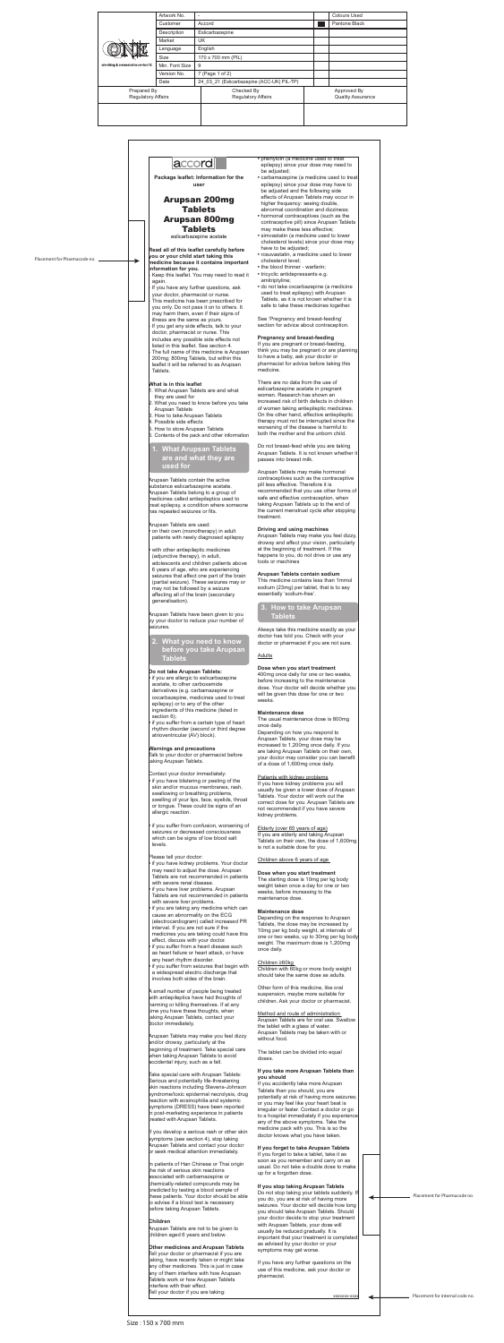| Artwork No. | - | | Colours Used |
| --- | --- | --- | --- |
| Customer | Accord | | Pantone Black |
| Description | Eslicarbazepine | | |
| Market | UK | | |
| Language | English | | |
| Size | 170 x 700 mm (PIL) | | |
| Min. Font Size | 9 | | |
| Version No. | 7 (Page 1 of 2) | | |
| Date | 24_03_21 (Eslicarbazepine (ACC-UK) PIL-TP) | | |

| Prepared By Regulatory Affairs | Checked By Regulatory Affairs | Approved By Quality Assurance |
| --- | --- | --- |
| | | |

accord

**Package leaflet: Information for the user**

# Arupsan 200mg Tablets
# Arupsan 800mg Tablets

eslicarbazepine acetate

Placement for Pharmacode no.

**Read all of this leaflet carefully before you or your child start taking this medicine because it contains important information for you.**

- Keep this leaflet. You may need to read it again.
- If you have any further questions, ask your doctor, pharmacist or nurse.
- This medicine has been prescribed for you only. Do not pass it on to others. It may harm them, even if their signs of illness are the same as yours.
- If you get any side effects, talk to your doctor, pharmacist or nurse. This includes any possible side effects not listed in this leaflet. See section 4.
- The full name of this medicine is Arupsan 200mg, 800mg Tablets, but within this leaflet it will be referred to as Arupsan Tablets.

**What is in this leaflet**

1. What Arupsan Tablets are and what they are used for
2. What you need to know before you take Arupsan Tablets
3. How to take Arupsan Tablets
4. Possible side effects
5. How to store Arupsan Tablets
6. Contents of the pack and other information

## 1. What Arupsan Tablets are and what they are used for

Arupsan Tablets contain the active substance eslicarbazepine acetate. Arupsan Tablets belong to a group of medicines called antiepileptics used to treat epilepsy, a condition where someone has repeated seizures or fits.

Arupsan Tablets are used:

- on their own (monotherapy) in adult patients with newly diagnosed epilepsy
- with other antiepileptic medicines (adjunctive therapy), in adult, adolescents and children patients above 6 years of age, who are experiencing seizures that affect one part of the brain (partial seizure). These seizures may or may not be followed by a seizure affecting all of the brain (secondary generalisation).

Arupsan Tablets have been given to you by your doctor to reduce your number of seizures.

## 2. What you need to know before you take Arupsan Tablets

**Do not take Arupsan Tablets:**

- if you are allergic to eslicarbazepine acetate, to other carboxamide derivatives (e.g. carbamazepine or oxcarbazepine, medicines used to treat epilepsy) or to any of the other ingredients of this medicine (listed in section 6);
- if you suffer from a certain type of heart rhythm disorder (second or third degree atrioventricular (AV) block).

**Warnings and precautions**

Talk to your doctor or pharmacist before taking Arupsan Tablets.

Contact your doctor immediately:

- if you have blistering or peeling of the skin and/or mucous membranes, rash, swallowing or breathing problems, swelling of your lips, face, eyelids, throat or tongue. These could be signs of an allergic reaction.
- if you suffer from confusion, worsening of seizures or decreased consciousness which can be signs of low blood salt levels.

Please tell your doctor:

- if you have kidney problems. Your doctor may need to adjust the dose. Arupsan Tablets are not recommended in patients with severe renal disease.
- if you have liver problems. Arupsan Tablets are not recommended in patients with severe liver problems.
- if you are taking any medicine which can cause an abnormality on the ECG (electrocardiogram) called increased PR interval. If you are not sure if the medicines you are taking could have this effect, discuss with your doctor.
- if you suffer from a heart disease such as heart failure or heart attack, or have any heart rhythm disorder.
- if you suffer from seizures that begin with a widespread electric discharge that involves both sides of the brain.

A small number of people being treated with antiepileptics have had thoughts of harming or killing themselves. If at any time you have these thoughts, when taking Arupsan Tablets, contact your doctor immediately.

Arupsan Tablets may make you feel dizzy and/or drowsy, particularly at the beginning of treatment. Take special care when taking Arupsan Tablets to avoid accidental injury, such as a fall.

Take special care with Arupsan Tablets: Serious and potentially life-threatening skin reactions including Stevens-Johnson syndrome/toxic epidermal necrolysis, drug reaction with eosinophilia and systemic symptoms (DRESS) have been reported in post-marketing experience in patients treated with Arupsan Tablets.

If you develop a serious rash or other skin symptoms (see section 4), stop taking Arupsan Tablets and contact your doctor or seek medical attention immediately.

In patients of Han Chinese or Thai origin the risk of serious skin reactions associated with carbamazepine or chemically-related compounds may be predicted by testing a blood sample of these patients. Your doctor should be able to advise if a blood test is necessary before taking Arupsan Tablets.

**Children**

Arupsan Tablets are not to be given to children aged 6 years and below.

**Other medicines and Arupsan Tablets**

Tell your doctor or pharmacist if you are taking, have recently taken or might take any other medicines. This is just in case any of them interfere with how Arupsan Tablets work or how Arupsan Tablets interfere with their effect.

Tell your doctor if you are taking:

- phenytoin (a medicine used to treat epilepsy) since your dose may need to be adjusted;
- carbamazepine (a medicine used to treat epilepsy) since your dose may have to be adjusted and the following side effects of Arupsan Tablets may occur in higher frequency: seeing double, abnormal coordination and dizziness;
- hormonal contraceptives (such as the contraceptive pill) since Arupsan Tablets may make these less effective;
- simvastatin (a medicine used to lower cholesterol levels) since your dose may have to be adjusted;
- rosuvastatin, a medicine used to lower cholesterol level;
- the blood thinner - warfarin;
- tricyclic antidepressants e.g. amitriptyline;
- do not take oxcarbazepine (a medicine used to treat epilepsy) with Arupsan Tablets, as it is not known whether it is safe to take these medicines together.

See 'Pregnancy and breast-feeding' section for advice about contraception.

**Pregnancy and breast-feeding**

If you are pregnant or breast-feeding, think you may be pregnant or are planning to have a baby, ask your doctor or pharmacist for advice before taking this medicine.

There are no data from the use of eslicarbazepine acetate in pregnant women. Research has shown an increased risk of birth defects in children of women taking antiepileptic medicines. On the other hand, effective antiepileptic therapy must not be interrupted since the worsening of the disease is harmful to both the mother and the unborn child.

Do not breast-feed while you are taking Arupsan Tablets. It is not known whether it passes into breast milk.

Arupsan Tablets may make hormonal contraceptives such as the contraceptive pill less effective. Therefore it is recommended that you use other forms of safe and effective contraception, when taking Arupsan Tablets up to the end of the current menstrual cycle after stopping treatment.

**Driving and using machines**

Arupsan Tablets may make you feel dizzy, drowsy and affect your vision, particularly at the beginning of treatment. If this happens to you, do not drive or use any tools or machines.

**Arupsan Tablets contain sodium**

This medicine contains less than 1mmol sodium (23mg) per tablet, that is to say essentially 'sodium-free'.

## 3. How to take Arupsan Tablets

Always take this medicine exactly as your doctor has told you. Check with your doctor or pharmacist if you are not sure.

Adults

**Dose when you start treatment**

400mg once daily for one or two weeks, before increasing to the maintenance dose. Your doctor will decide whether you will be given this dose for one or two weeks.

**Maintenance dose**

The usual maintenance dose is 800mg once daily.

Depending on how you respond to Arupsan Tablets, your dose may be increased to 1,200mg once daily. If you are taking Arupsan Tablets on their own, your doctor may consider you can benefit of a dose of 1,600mg once daily.

Patients with kidney problems

If you have kidney problems you will usually be given a lower dose of Arupsan Tablets. Your doctor will work out the correct dose for you. Arupsan Tablets are not recommended if you have severe kidney problems.

Elderly (over 65 years of age)

If you are elderly and taking Arupsan Tablets on their own, the dose of 1,600mg is not a suitable dose for you.

Children above 6 years of age

**Dose when you start treatment**

The starting dose is 10mg per kg body weight taken once a day for one or two weeks, before increasing to the maintenance dose.

**Maintenance dose**

Depending on the response to Arupsan Tablets, the dose may be increased by 10mg per kg body weight, at intervals of one or two weeks, up to 30mg per kg body weight. The maximum dose is 1,200mg once daily.

Children ≥60kg

Children with 60kg or more body weight should take the same dose as adults.

Other form of this medicine, like oral suspension, maybe more suitable for children. Ask your doctor or pharmacist.

Method and route of administration

Arupsan Tablets are for oral use. Swallow the tablet with a glass of water. Arupsan Tablets may be taken with or without food.

The tablet can be divided into equal doses.

**If you take more Arupsan Tablets than you should**

If you accidently take more Arupsan Tablets than you should, you are potentially at risk of having more seizures; or you may feel like your heart beat is irregular or faster. Contact a doctor or go to a hospital immediately if you experience any of the above symptoms. Take the medicine pack with you. This is so the doctor knows what you have taken.

**If you forget to take Arupsan Tablets**

If you forget to take a tablet, take it as soon as you remember and carry on as usual. Do not take a double dose to make up for a forgotten dose.

**If you stop taking Arupsan Tablets**

Do not stop taking your tablets suddenly. If you do, you are at risk of having more seizures. Your doctor will decide how long you should take Arupsan Tablets. Should your doctor decide to stop your treatment with Arupsan Tablets, your dose will usually be reduced gradually. It is important that your treatment is completed as advised by your doctor or your symptoms may get worse.

Placement for Pharmacode no.

If you have any further questions on the use of this medicine, ask your doctor or pharmacist.

xxxxxxx-xxxx

Placement for internal code no.

Size : 150 x 700 mm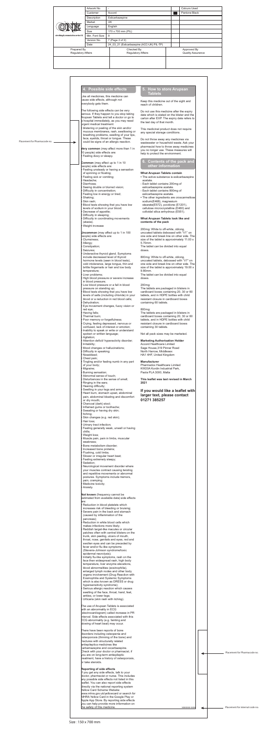| | Artwork No. | - | | Colours Used |
|---|---|---|---|---|
| | Customer | Accord | | Pantone Black |
| | Description | Eslicarbazepine | | |
| | Market | UK | | |
| | Language | English | | |
| | Size | 170 x 700 mm (PIL) | | |
| | Min. Font Size | 9 | | |
| | Version No. | 7 (Page 2 of 2) | | |
| | Date | 24_03_21 (Eslicarbazepine (ACC-UK) PIL-TP) | | |
| Prepared By Regulatory Affairs | | Checked By Regulatory Affairs | | Approved By Quality Assurance |

Placement for Pharmacode no.

## 4. Possible side effects

Like all medicines, this medicine can cause side effects, although not everybody gets them.

The following side effects can be very serious. If they happen to you stop taking Arupsan Tablets and tell a doctor or go to a hospital immediately, as you may need urgent medical treatment:

- blistering or peeling of the skin and/or mucous membranes, rash, swallowing or breathing problems, swelling of your lips, face, eyelids, throat or tongue. These could be signs of an allergic reaction.

**Very common** (may affect more than 1 in 10 people) side effects are:

- Feeling dizzy or sleepy.

**Common** (may affect up to 1 in 10 people) side effects are:

- Feeling unsteady or having a sensation of spinning or floating;
- Feeling sick or vomiting;
- Headache;
- Diarrhoea;
- Seeing double or blurred vision;
- Difficulty in concentration;
- Feeling low in energy or tired;
- Shaking;
- Skin rash;
- Blood tests showing that you have low levels of sodium in your blood;
- Decrease of appetite;
- Difficulty in sleeping;
- Difficulty in coordinating movements (ataxia).
- Weight increase

**Uncommon** (may affect up to 1 in 100 people) side effects are:

- Clumsiness;
- Allergy;
- Constipation;
- Seizures;
- Underactive thyroid gland. Symptoms include decreased level of thyroid hormone levels (seen in blood tests), cold intolerance, large tongue, thin and brittle fingernails or hair and low body temperature;
- Liver problems;
- High blood pressure or severe increase in blood pressure;
- Low blood pressure or a fall in blood pressure on standing up;
- Blood tests showing that you have low levels of salts (including chloride) in your blood or a reduction in red blood cells;
- Dehydration;
- Eye movement changes, fuzzy vision or red eye;
- Having falls;
- Thermal burn;
- Poor memory or forgetfulness;
- Crying, feeling depressed, nervous or confused, lack of interest or emotion;
- Inability to speak or write or understand spoken or written language;
- Agitation;
- Attention deficit/ hyperactivity disorder;
- Irritability;
- Mood changes or hallucinations;
- Difficulty in speaking;
- Nosebleed;
- Chest pain;
- Tingling and/or feeling numb in any part of your body;
- Migraine;
- Burning sensation;
- Abnormal sense of touch;
- Disturbances in the sense of smell;
- Ringing in the ears;
- Hearing difficulty;
- Swelling in your legs and arms;
- Heart burn, stomach upset, abdominal pain, abdominal bloating and discomfort or dry mouth;
- Charcoal (dark) stool;
- Inflamed gums or toothache;
- Sweating or having dry skin;
- Itching;
- Skin changes (e.g. red skin);
- Hair loss;
- Urinary tract infection;
- Feeling generally weak, unwell or having chills;
- Weight loss;
- Muscle pain, pain in limbs, muscular weakness;
- Bone metabolism disorder;
- Increased bone proteins;
- Flushing, cold limbs;
- Slower or irregular heart beat;
- Feeling extremely sleepy;
- Sedation;
- Neurological movement disorder where your muscles contract causing twisting and repetitive movements or abnormal postures. Symptoms include tremors, pain, cramping;
- Medicine toxicity;
- Anxiety.

**Not known** (frequency cannot be estimated from available data) side effects are:

- Reduction in blood platelets which increases risk of bleeding or bruising;
- Severe pain in the back and stomach (caused by inflammation of the pancreas);
- Reduction in white blood cells which makes infections more likely;
- Reddish target-like macules or circular patches often with central blisters on the trunk, skin peeling, ulcers of mouth, throat, nose, genitals and eyes, red and swollen eyes and can be preceded by fever and/or flu-like symptoms (Stevens-Johnson syndrome/toxic epidermal necrolysis);
- Initially flu-like symptoms, rash on the face then widespread rash, high body temperature, liver enzyme elevations, blood abnormalities (eosinophilia), enlarged lymph nodes and other body organs involvement (Drug Reaction with Eosinophilia and Systemic Symptoms which is also known as DRESS or drug hypersensitivity syndrome);
- Serious allergic reaction which causes swelling of the face, throat, hand, feet, ankles, or lower legs;
- Urticaria (skin rash with itching).

The use of Arupsan Tablets is associated with an abnormality in ECG (electrocardiogram) called increase in PR interval. Side effects associated with this ECG abnormality (e.g. fainting and slowing of heart beat) may occur.

There have been reports of bone disorders including osteopenia and osteoporosis (thinning of the bone) and fractures with structurally related antiepileptics medicines like carbamazepine and oxcarbazepine. Check with your doctor or pharmacist, if you are on long-term antiepileptic treatment, have a history of osteoporosis, or take steroids.

**Reporting of side effects**

If you get any side effects, talk to your doctor, pharmacist or nurse. This includes any possible side effects not listed in this leaflet. You can also report side effects directly via the national reporting system Yellow Card Scheme Website: www.mhra.gov.uk/yellowcard or search for MHRA Yellow Card in the Google Play or Apple App Store. By reporting side effects you can help provide more information on the safety of this medicine.

## 5. How to store Arupsan Tablets

Keep this medicine out of the sight and reach of children.

Do not use this medicine after the expiry date which is stated on the blister and the carton after EXP. The expiry date refers to the last day of that month.

This medicinal product does not require any special storage conditions.

Do not throw away any medicines via wastewater or household waste. Ask your pharmacist how to throw away medicines you no longer use. These measures will help to protect the environment.

## 6. Contents of the pack and other information

**What Arupsan Tablets contain**

- The active substance is eslicarbazepine acetate.
- Each tablet contains 200mg of eslicarbazepine acetate.
- Each tablet contains 800mg of eslicarbazepine acetate.
- The other ingredients are croscarmellose sodium(E468), magnesium stearate(E572), povidone (E1201), cellulose microcrystalline (E460) and colloidal silica anhydrous (E551).

**What Arupsan Tablets look like and contents of the pack**

200mg: White to off-white, oblong, uncoated tablets debossed with "V1" on one side and break line on other side. The size of the tablet is approximately 11.00 x 5.70mm.
The tablet can be divided into equal doses.

800mg: White to off-white, oblong, uncoated tablets, debossed with "V3" on one side and break line on other side. The size of the tablet is approximately 19.00 x 9.80mm.
The tablet can be divided into equal doses.

200mg:
The tablets are packaged in blisters in cardboard boxes containing 20, 30 or 60 tablets, and in HDPE bottles with child resistant closure in cardboard boxes containing 60 tablets.

800mg:
The tablets are packaged in blisters in cardboard boxes containing 20, 30 or 60 tablets, and in HDPE bottles with child resistant closure in cardboard boxes containing 30 tablets.

Not all pack sizes may be marketed.

**Marketing Authorisation Holder**
Accord Healthcare Limited
Sage House,319 Pinner Road
North Harrow, Middlesex
HA1 4HF, United Kingdom

**Manufacturer**
Pharmadox Healthcare Limited
KW20A Kordin Industrial Park,
Paola PLA 3000, Malta

**This leaflet was last revised in March 2021**

**If you would like a leaflet with larger text, please contact 01271 385257**

xxxxxxx-xxxx

Placement for Pharmacode no.

Placement for internal code no.

Size : 150 x 700 mm